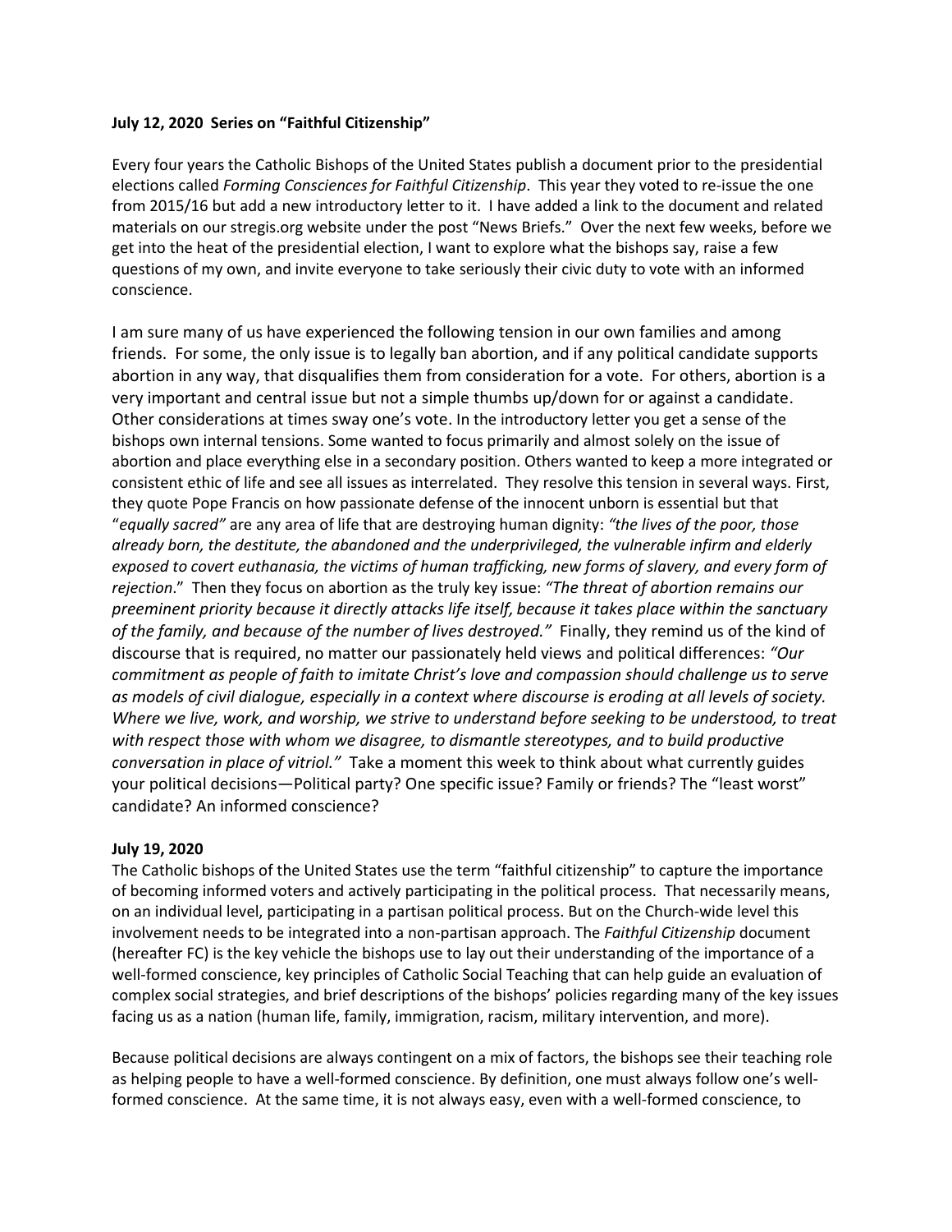**July 12, 2020  Series on "Faithful Citizenship"**

Every four years the Catholic Bishops of the United States publish a document prior to the presidential elections called *Forming Consciences for Faithful Citizenship*. This year they voted to re-issue the one from 2015/16 but add a new introductory letter to it. I have added a link to the document and related materials on our stregis.org website under the post "News Briefs." Over the next few weeks, before we get into the heat of the presidential election, I want to explore what the bishops say, raise a few questions of my own, and invite everyone to take seriously their civic duty to vote with an informed conscience.

I am sure many of us have experienced the following tension in our own families and among friends. For some, the only issue is to legally ban abortion, and if any political candidate supports abortion in any way, that disqualifies them from consideration for a vote. For others, abortion is a very important and central issue but not a simple thumbs up/down for or against a candidate. Other considerations at times sway one's vote. In the introductory letter you get a sense of the bishops own internal tensions. Some wanted to focus primarily and almost solely on the issue of abortion and place everything else in a secondary position. Others wanted to keep a more integrated or consistent ethic of life and see all issues as interrelated. They resolve this tension in several ways. First, they quote Pope Francis on how passionate defense of the innocent unborn is essential but that "*equally sacred"* are any area of life that are destroying human dignity: *"the lives of the poor, those already born, the destitute, the abandoned and the underprivileged, the vulnerable infirm and elderly exposed to covert euthanasia, the victims of human trafficking, new forms of slavery, and every form of rejection*." Then they focus on abortion as the truly key issue: *"The threat of abortion remains our preeminent priority because it directly attacks life itself, because it takes place within the sanctuary of the family, and because of the number of lives destroyed."* Finally, they remind us of the kind of discourse that is required, no matter our passionately held views and political differences: *"Our commitment as people of faith to imitate Christ's love and compassion should challenge us to serve as models of civil dialogue, especially in a context where discourse is eroding at all levels of society. Where we live, work, and worship, we strive to understand before seeking to be understood, to treat with respect those with whom we disagree, to dismantle stereotypes, and to build productive conversation in place of vitriol."* Take a moment this week to think about what currently guides your political decisions—Political party? One specific issue? Family or friends? The "least worst" candidate? An informed conscience?

**July 19, 2020**

The Catholic bishops of the United States use the term "faithful citizenship" to capture the importance of becoming informed voters and actively participating in the political process. That necessarily means, on an individual level, participating in a partisan political process. But on the Church-wide level this involvement needs to be integrated into a non-partisan approach. The *Faithful Citizenship* document (hereafter FC) is the key vehicle the bishops use to lay out their understanding of the importance of a well-formed conscience, key principles of Catholic Social Teaching that can help guide an evaluation of complex social strategies, and brief descriptions of the bishops' policies regarding many of the key issues facing us as a nation (human life, family, immigration, racism, military intervention, and more).

Because political decisions are always contingent on a mix of factors, the bishops see their teaching role as helping people to have a well-formed conscience. By definition, one must always follow one's well-formed conscience. At the same time, it is not always easy, even with a well-formed conscience, to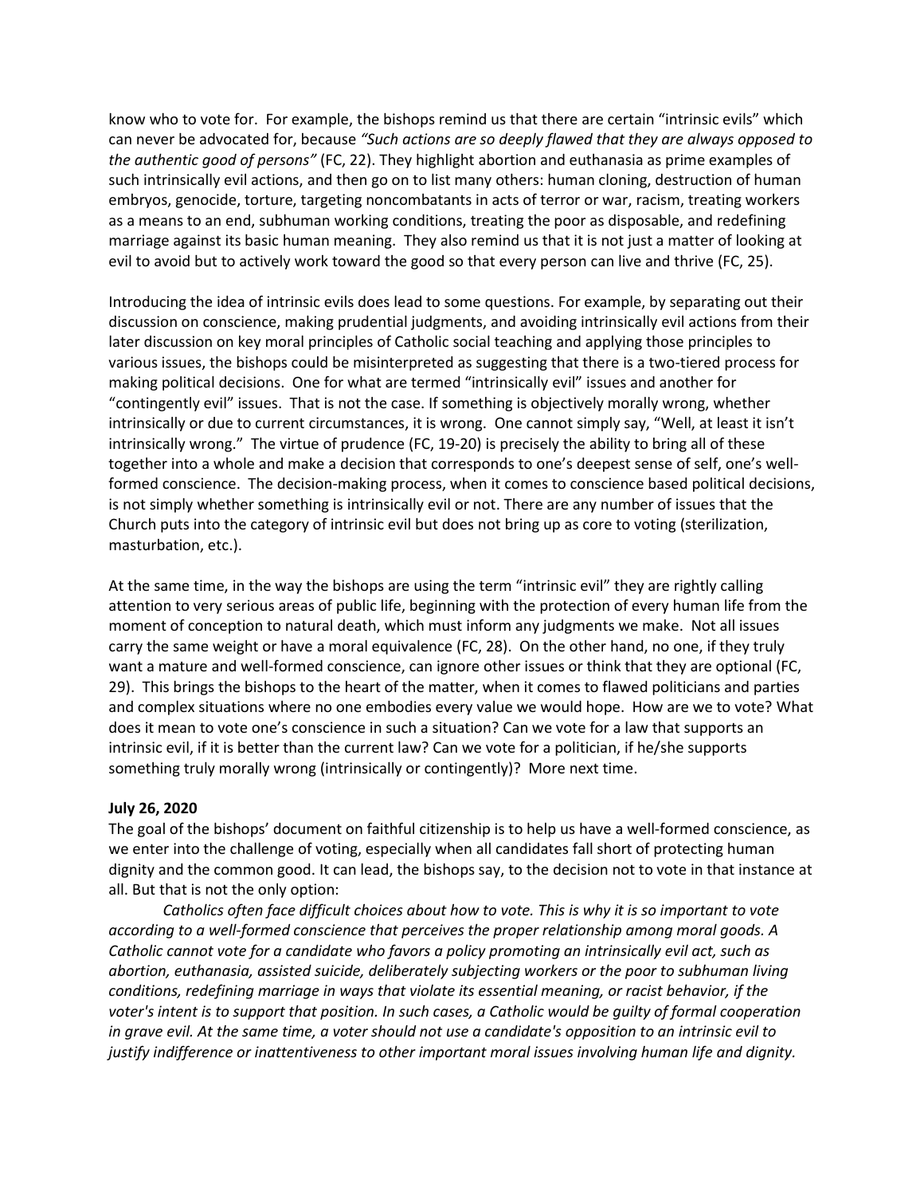know who to vote for. For example, the bishops remind us that there are certain "intrinsic evils" which can never be advocated for, because *"Such actions are so deeply flawed that they are always opposed to the authentic good of persons"* (FC, 22). They highlight abortion and euthanasia as prime examples of such intrinsically evil actions, and then go on to list many others: human cloning, destruction of human embryos, genocide, torture, targeting noncombatants in acts of terror or war, racism, treating workers as a means to an end, subhuman working conditions, treating the poor as disposable, and redefining marriage against its basic human meaning. They also remind us that it is not just a matter of looking at evil to avoid but to actively work toward the good so that every person can live and thrive (FC, 25).

Introducing the idea of intrinsic evils does lead to some questions. For example, by separating out their discussion on conscience, making prudential judgments, and avoiding intrinsically evil actions from their later discussion on key moral principles of Catholic social teaching and applying those principles to various issues, the bishops could be misinterpreted as suggesting that there is a two-tiered process for making political decisions. One for what are termed "intrinsically evil" issues and another for "contingently evil" issues. That is not the case. If something is objectively morally wrong, whether intrinsically or due to current circumstances, it is wrong. One cannot simply say, "Well, at least it isn't intrinsically wrong." The virtue of prudence (FC, 19-20) is precisely the ability to bring all of these together into a whole and make a decision that corresponds to one's deepest sense of self, one's well-formed conscience. The decision-making process, when it comes to conscience based political decisions, is not simply whether something is intrinsically evil or not. There are any number of issues that the Church puts into the category of intrinsic evil but does not bring up as core to voting (sterilization, masturbation, etc.).

At the same time, in the way the bishops are using the term "intrinsic evil" they are rightly calling attention to very serious areas of public life, beginning with the protection of every human life from the moment of conception to natural death, which must inform any judgments we make. Not all issues carry the same weight or have a moral equivalence (FC, 28). On the other hand, no one, if they truly want a mature and well-formed conscience, can ignore other issues or think that they are optional (FC, 29). This brings the bishops to the heart of the matter, when it comes to flawed politicians and parties and complex situations where no one embodies every value we would hope. How are we to vote? What does it mean to vote one's conscience in such a situation? Can we vote for a law that supports an intrinsic evil, if it is better than the current law? Can we vote for a politician, if he/she supports something truly morally wrong (intrinsically or contingently)? More next time.

**July 26, 2020**

The goal of the bishops' document on faithful citizenship is to help us have a well-formed conscience, as we enter into the challenge of voting, especially when all candidates fall short of protecting human dignity and the common good. It can lead, the bishops say, to the decision not to vote in that instance at all. But that is not the only option:

> *Catholics often face difficult choices about how to vote. This is why it is so important to vote according to a well-formed conscience that perceives the proper relationship among moral goods. A Catholic cannot vote for a candidate who favors a policy promoting an intrinsically evil act, such as abortion, euthanasia, assisted suicide, deliberately subjecting workers or the poor to subhuman living conditions, redefining marriage in ways that violate its essential meaning, or racist behavior, if the voter's intent is to support that position. In such cases, a Catholic would be guilty of formal cooperation in grave evil. At the same time, a voter should not use a candidate's opposition to an intrinsic evil to justify indifference or inattentiveness to other important moral issues involving human life and dignity.*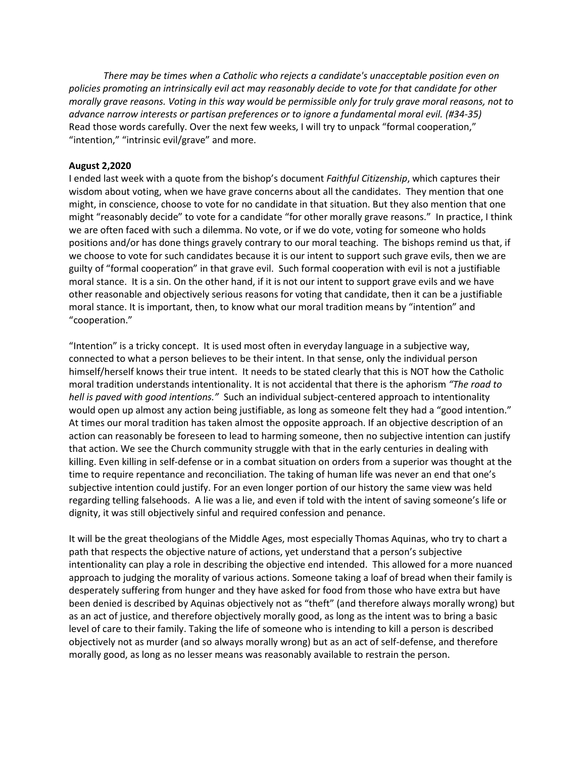*There may be times when a Catholic who rejects a candidate's unacceptable position even on policies promoting an intrinsically evil act may reasonably decide to vote for that candidate for other morally grave reasons. Voting in this way would be permissible only for truly grave moral reasons, not to advance narrow interests or partisan preferences or to ignore a fundamental moral evil. (#34-35)*

Read those words carefully. Over the next few weeks, I will try to unpack "formal cooperation," "intention," "intrinsic evil/grave" and more.

**August 2,2020**

I ended last week with a quote from the bishop's document *Faithful Citizenship*, which captures their wisdom about voting, when we have grave concerns about all the candidates. They mention that one might, in conscience, choose to vote for no candidate in that situation. But they also mention that one might "reasonably decide" to vote for a candidate "for other morally grave reasons." In practice, I think we are often faced with such a dilemma. No vote, or if we do vote, voting for someone who holds positions and/or has done things gravely contrary to our moral teaching. The bishops remind us that, if we choose to vote for such candidates because it is our intent to support such grave evils, then we are guilty of "formal cooperation" in that grave evil. Such formal cooperation with evil is not a justifiable moral stance. It is a sin. On the other hand, if it is not our intent to support grave evils and we have other reasonable and objectively serious reasons for voting that candidate, then it can be a justifiable moral stance. It is important, then, to know what our moral tradition means by "intention" and "cooperation."

"Intention" is a tricky concept. It is used most often in everyday language in a subjective way, connected to what a person believes to be their intent. In that sense, only the individual person himself/herself knows their true intent. It needs to be stated clearly that this is NOT how the Catholic moral tradition understands intentionality. It is not accidental that there is the aphorism *"The road to hell is paved with good intentions."* Such an individual subject-centered approach to intentionality would open up almost any action being justifiable, as long as someone felt they had a "good intention." At times our moral tradition has taken almost the opposite approach. If an objective description of an action can reasonably be foreseen to lead to harming someone, then no subjective intention can justify that action. We see the Church community struggle with that in the early centuries in dealing with killing. Even killing in self-defense or in a combat situation on orders from a superior was thought at the time to require repentance and reconciliation. The taking of human life was never an end that one's subjective intention could justify. For an even longer portion of our history the same view was held regarding telling falsehoods. A lie was a lie, and even if told with the intent of saving someone's life or dignity, it was still objectively sinful and required confession and penance.

It will be the great theologians of the Middle Ages, most especially Thomas Aquinas, who try to chart a path that respects the objective nature of actions, yet understand that a person's subjective intentionality can play a role in describing the objective end intended. This allowed for a more nuanced approach to judging the morality of various actions. Someone taking a loaf of bread when their family is desperately suffering from hunger and they have asked for food from those who have extra but have been denied is described by Aquinas objectively not as "theft" (and therefore always morally wrong) but as an act of justice, and therefore objectively morally good, as long as the intent was to bring a basic level of care to their family. Taking the life of someone who is intending to kill a person is described objectively not as murder (and so always morally wrong) but as an act of self-defense, and therefore morally good, as long as no lesser means was reasonably available to restrain the person.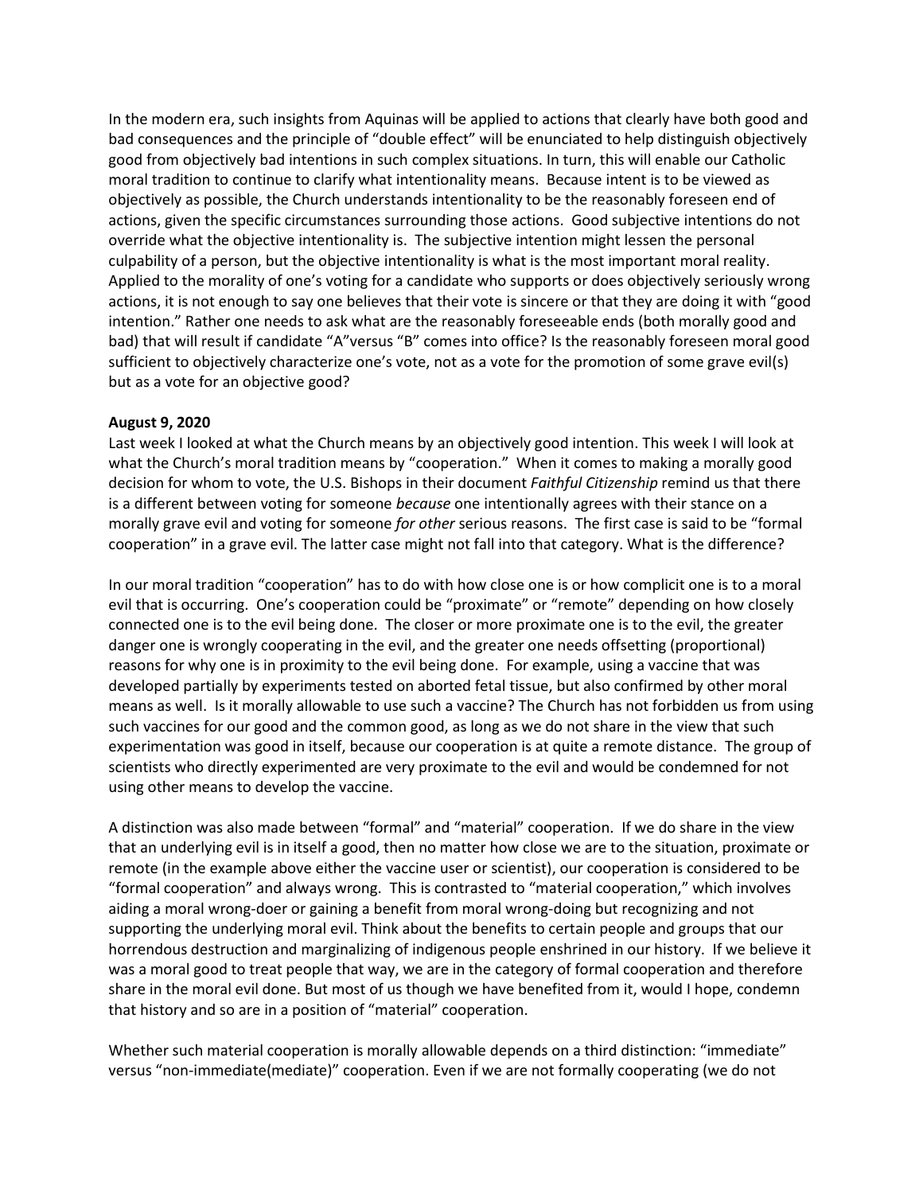In the modern era, such insights from Aquinas will be applied to actions that clearly have both good and bad consequences and the principle of "double effect" will be enunciated to help distinguish objectively good from objectively bad intentions in such complex situations. In turn, this will enable our Catholic moral tradition to continue to clarify what intentionality means. Because intent is to be viewed as objectively as possible, the Church understands intentionality to be the reasonably foreseen end of actions, given the specific circumstances surrounding those actions. Good subjective intentions do not override what the objective intentionality is. The subjective intention might lessen the personal culpability of a person, but the objective intentionality is what is the most important moral reality. Applied to the morality of one's voting for a candidate who supports or does objectively seriously wrong actions, it is not enough to say one believes that their vote is sincere or that they are doing it with "good intention." Rather one needs to ask what are the reasonably foreseeable ends (both morally good and bad) that will result if candidate "A"versus "B" comes into office? Is the reasonably foreseen moral good sufficient to objectively characterize one's vote, not as a vote for the promotion of some grave evil(s) but as a vote for an objective good?

**August 9, 2020**

Last week I looked at what the Church means by an objectively good intention. This week I will look at what the Church's moral tradition means by "cooperation." When it comes to making a morally good decision for whom to vote, the U.S. Bishops in their document *Faithful Citizenship* remind us that there is a different between voting for someone *because* one intentionally agrees with their stance on a morally grave evil and voting for someone *for other* serious reasons. The first case is said to be "formal cooperation" in a grave evil. The latter case might not fall into that category. What is the difference?

In our moral tradition "cooperation" has to do with how close one is or how complicit one is to a moral evil that is occurring. One's cooperation could be "proximate" or "remote" depending on how closely connected one is to the evil being done. The closer or more proximate one is to the evil, the greater danger one is wrongly cooperating in the evil, and the greater one needs offsetting (proportional) reasons for why one is in proximity to the evil being done. For example, using a vaccine that was developed partially by experiments tested on aborted fetal tissue, but also confirmed by other moral means as well. Is it morally allowable to use such a vaccine? The Church has not forbidden us from using such vaccines for our good and the common good, as long as we do not share in the view that such experimentation was good in itself, because our cooperation is at quite a remote distance. The group of scientists who directly experimented are very proximate to the evil and would be condemned for not using other means to develop the vaccine.

A distinction was also made between "formal" and "material" cooperation. If we do share in the view that an underlying evil is in itself a good, then no matter how close we are to the situation, proximate or remote (in the example above either the vaccine user or scientist), our cooperation is considered to be "formal cooperation" and always wrong. This is contrasted to "material cooperation," which involves aiding a moral wrong-doer or gaining a benefit from moral wrong-doing but recognizing and not supporting the underlying moral evil. Think about the benefits to certain people and groups that our horrendous destruction and marginalizing of indigenous people enshrined in our history. If we believe it was a moral good to treat people that way, we are in the category of formal cooperation and therefore share in the moral evil done. But most of us though we have benefited from it, would I hope, condemn that history and so are in a position of "material" cooperation.

Whether such material cooperation is morally allowable depends on a third distinction: "immediate" versus "non-immediate(mediate)" cooperation. Even if we are not formally cooperating (we do not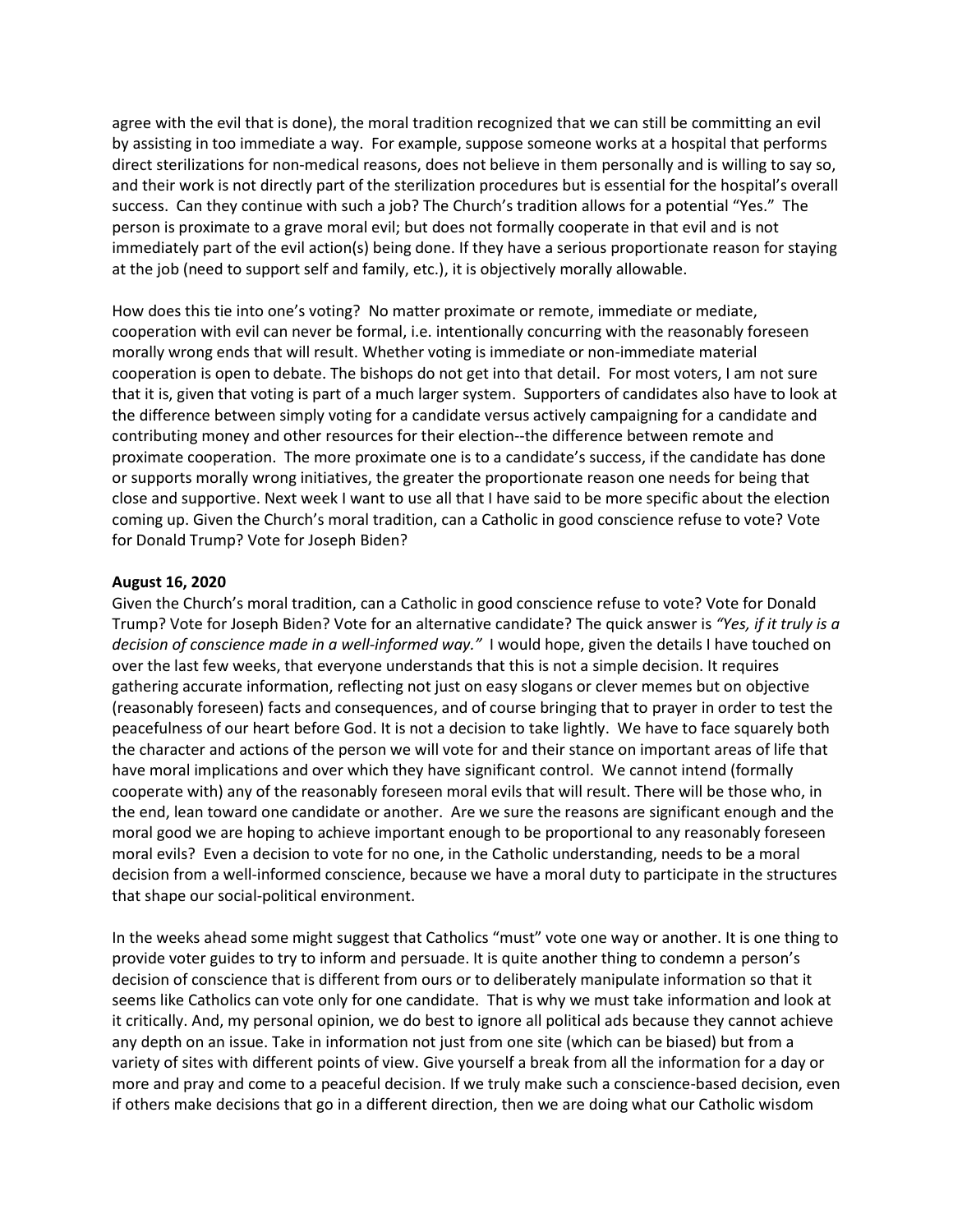agree with the evil that is done), the moral tradition recognized that we can still be committing an evil by assisting in too immediate a way. For example, suppose someone works at a hospital that performs direct sterilizations for non-medical reasons, does not believe in them personally and is willing to say so, and their work is not directly part of the sterilization procedures but is essential for the hospital's overall success. Can they continue with such a job? The Church's tradition allows for a potential "Yes." The person is proximate to a grave moral evil; but does not formally cooperate in that evil and is not immediately part of the evil action(s) being done. If they have a serious proportionate reason for staying at the job (need to support self and family, etc.), it is objectively morally allowable.

How does this tie into one's voting? No matter proximate or remote, immediate or mediate, cooperation with evil can never be formal, i.e. intentionally concurring with the reasonably foreseen morally wrong ends that will result. Whether voting is immediate or non-immediate material cooperation is open to debate. The bishops do not get into that detail. For most voters, I am not sure that it is, given that voting is part of a much larger system. Supporters of candidates also have to look at the difference between simply voting for a candidate versus actively campaigning for a candidate and contributing money and other resources for their election--the difference between remote and proximate cooperation. The more proximate one is to a candidate's success, if the candidate has done or supports morally wrong initiatives, the greater the proportionate reason one needs for being that close and supportive. Next week I want to use all that I have said to be more specific about the election coming up. Given the Church's moral tradition, can a Catholic in good conscience refuse to vote? Vote for Donald Trump? Vote for Joseph Biden?

**August 16, 2020**

Given the Church's moral tradition, can a Catholic in good conscience refuse to vote? Vote for Donald Trump? Vote for Joseph Biden? Vote for an alternative candidate? The quick answer is *"Yes, if it truly is a decision of conscience made in a well-informed way."* I would hope, given the details I have touched on over the last few weeks, that everyone understands that this is not a simple decision. It requires gathering accurate information, reflecting not just on easy slogans or clever memes but on objective (reasonably foreseen) facts and consequences, and of course bringing that to prayer in order to test the peacefulness of our heart before God. It is not a decision to take lightly. We have to face squarely both the character and actions of the person we will vote for and their stance on important areas of life that have moral implications and over which they have significant control. We cannot intend (formally cooperate with) any of the reasonably foreseen moral evils that will result. There will be those who, in the end, lean toward one candidate or another. Are we sure the reasons are significant enough and the moral good we are hoping to achieve important enough to be proportional to any reasonably foreseen moral evils? Even a decision to vote for no one, in the Catholic understanding, needs to be a moral decision from a well-informed conscience, because we have a moral duty to participate in the structures that shape our social-political environment.

In the weeks ahead some might suggest that Catholics "must" vote one way or another. It is one thing to provide voter guides to try to inform and persuade. It is quite another thing to condemn a person's decision of conscience that is different from ours or to deliberately manipulate information so that it seems like Catholics can vote only for one candidate. That is why we must take information and look at it critically. And, my personal opinion, we do best to ignore all political ads because they cannot achieve any depth on an issue. Take in information not just from one site (which can be biased) but from a variety of sites with different points of view. Give yourself a break from all the information for a day or more and pray and come to a peaceful decision. If we truly make such a conscience-based decision, even if others make decisions that go in a different direction, then we are doing what our Catholic wisdom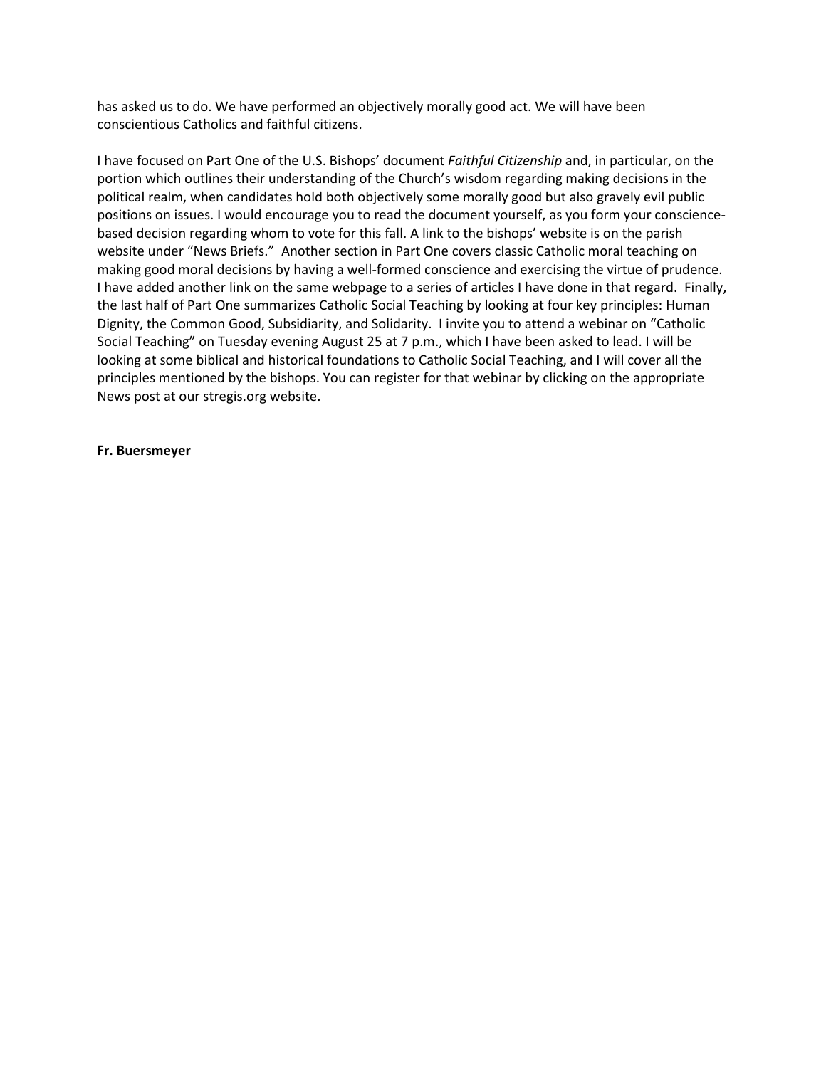has asked us to do. We have performed an objectively morally good act. We will have been conscientious Catholics and faithful citizens.

I have focused on Part One of the U.S. Bishops' document *Faithful Citizenship* and, in particular, on the portion which outlines their understanding of the Church's wisdom regarding making decisions in the political realm, when candidates hold both objectively some morally good but also gravely evil public positions on issues. I would encourage you to read the document yourself, as you form your conscience-based decision regarding whom to vote for this fall. A link to the bishops' website is on the parish website under "News Briefs." Another section in Part One covers classic Catholic moral teaching on making good moral decisions by having a well-formed conscience and exercising the virtue of prudence. I have added another link on the same webpage to a series of articles I have done in that regard. Finally, the last half of Part One summarizes Catholic Social Teaching by looking at four key principles: Human Dignity, the Common Good, Subsidiarity, and Solidarity. I invite you to attend a webinar on "Catholic Social Teaching" on Tuesday evening August 25 at 7 p.m., which I have been asked to lead. I will be looking at some biblical and historical foundations to Catholic Social Teaching, and I will cover all the principles mentioned by the bishops. You can register for that webinar by clicking on the appropriate News post at our stregis.org website.

**Fr. Buersmeyer**